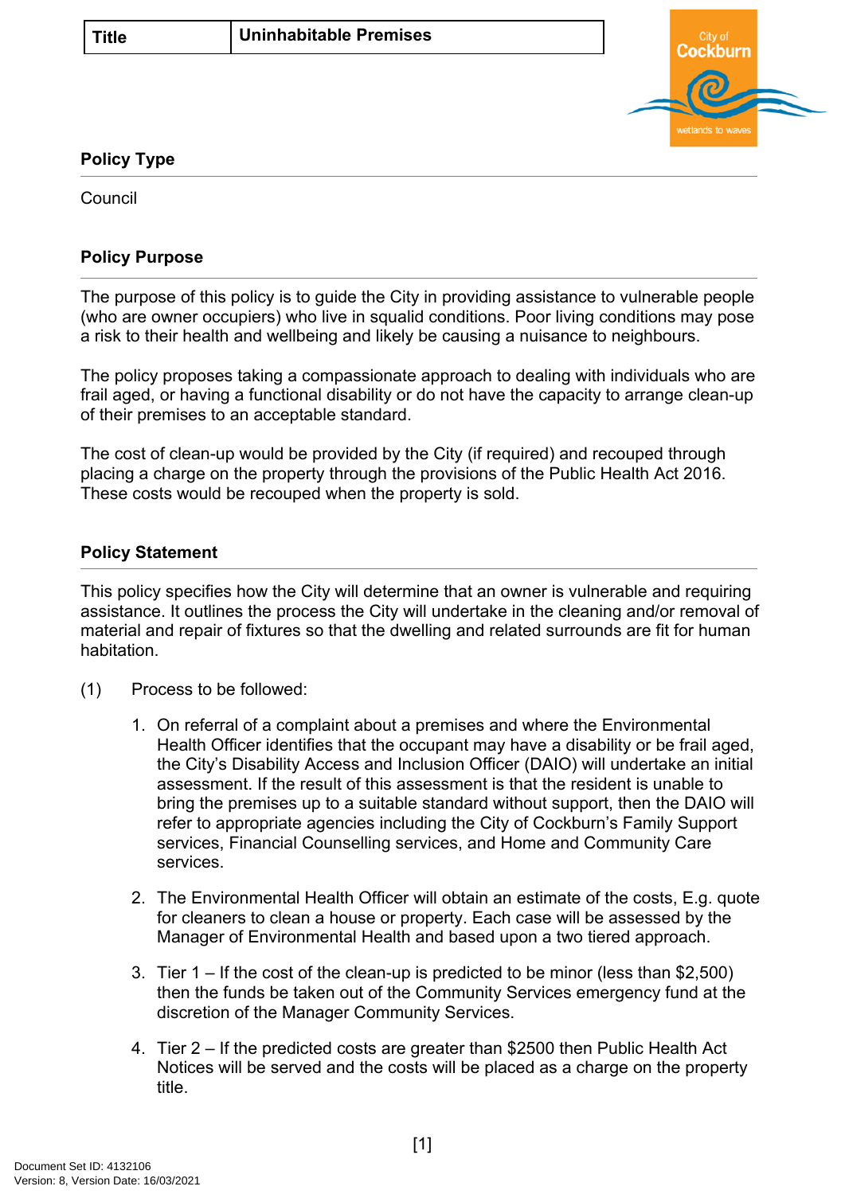| Title | Uninhabitable Premises |
| --- | --- |

## Policy Type

Council

## Policy Purpose

The purpose of this policy is to guide the City in providing assistance to vulnerable people (who are owner occupiers) who live in squalid conditions. Poor living conditions may pose a risk to their health and wellbeing and likely be causing a nuisance to neighbours.

The policy proposes taking a compassionate approach to dealing with individuals who are frail aged, or having a functional disability or do not have the capacity to arrange clean-up of their premises to an acceptable standard.

The cost of clean-up would be provided by the City (if required) and recouped through placing a charge on the property through the provisions of the Public Health Act 2016. These costs would be recouped when the property is sold.

## Policy Statement

This policy specifies how the City will determine that an owner is vulnerable and requiring assistance. It outlines the process the City will undertake in the cleaning and/or removal of material and repair of fixtures so that the dwelling and related surrounds are fit for human habitation.

(1) Process to be followed:

1. On referral of a complaint about a premises and where the Environmental Health Officer identifies that the occupant may have a disability or be frail aged, the City's Disability Access and Inclusion Officer (DAIO) will undertake an initial assessment. If the result of this assessment is that the resident is unable to bring the premises up to a suitable standard without support, then the DAIO will refer to appropriate agencies including the City of Cockburn's Family Support services, Financial Counselling services, and Home and Community Care services.
2. The Environmental Health Officer will obtain an estimate of the costs, E.g. quote for cleaners to clean a house or property. Each case will be assessed by the Manager of Environmental Health and based upon a two tiered approach.
3. Tier 1 – If the cost of the clean-up is predicted to be minor (less than $2,500) then the funds be taken out of the Community Services emergency fund at the discretion of the Manager Community Services.
4. Tier 2 – If the predicted costs are greater than $2500 then Public Health Act Notices will be served and the costs will be placed as a charge on the property title.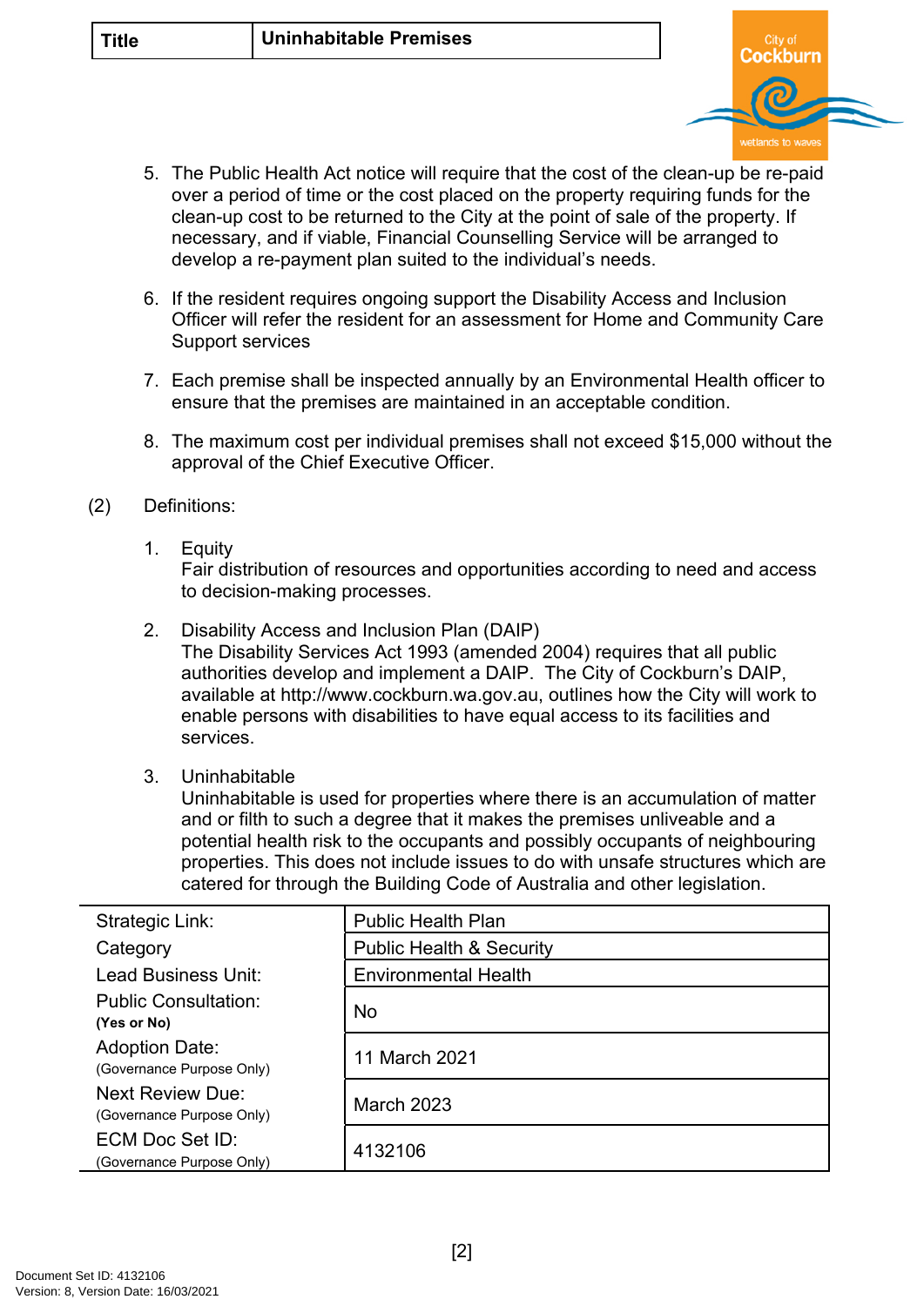5. The Public Health Act notice will require that the cost of the clean-up be re-paid over a period of time or the cost placed on the property requiring funds for the clean-up cost to be returned to the City at the point of sale of the property. If necessary, and if viable, Financial Counselling Service will be arranged to develop a re-payment plan suited to the individual's needs.

6. If the resident requires ongoing support the Disability Access and Inclusion Officer will refer the resident for an assessment for Home and Community Care Support services

7. Each premise shall be inspected annually by an Environmental Health officer to ensure that the premises are maintained in an acceptable condition.

8. The maximum cost per individual premises shall not exceed $15,000 without the approval of the Chief Executive Officer.

(2) Definitions:

1. Equity
   Fair distribution of resources and opportunities according to need and access to decision-making processes.

2. Disability Access and Inclusion Plan (DAIP)
   The Disability Services Act 1993 (amended 2004) requires that all public authorities develop and implement a DAIP. The City of Cockburn's DAIP, available at http://www.cockburn.wa.gov.au, outlines how the City will work to enable persons with disabilities to have equal access to its facilities and services.

3. Uninhabitable
   Uninhabitable is used for properties where there is an accumulation of matter and or filth to such a degree that it makes the premises unliveable and a potential health risk to the occupants and possibly occupants of neighbouring properties. This does not include issues to do with unsafe structures which are catered for through the Building Code of Australia and other legislation.

| | |
|---|---|
| Strategic Link: | Public Health Plan |
| Category | Public Health & Security |
| Lead Business Unit: | Environmental Health |
| Public Consultation: **(Yes or No)** | No |
| Adoption Date: (Governance Purpose Only) | 11 March 2021 |
| Next Review Due: (Governance Purpose Only) | March 2023 |
| ECM Doc Set ID: (Governance Purpose Only) | 4132106 |